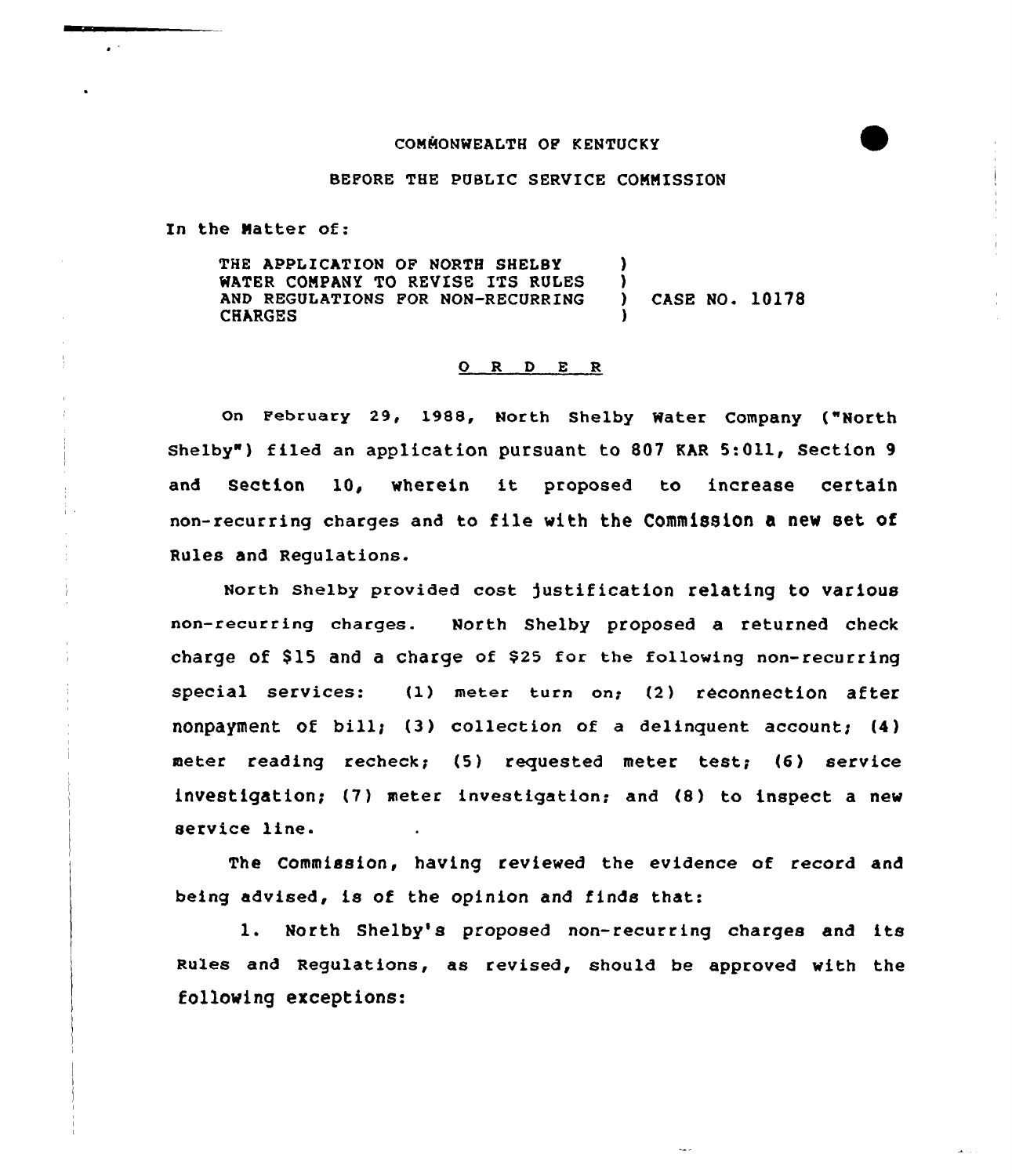COMMONWEALTH OF KENTUCKY

BEFORE THE PUBLIC SERVICE COMMISSION

In the Matter of:

| | | |
|---|---|---|
| THE APPLICATION OF NORTH SHELBY WATER COMPANY TO REVISE ITS RULES AND REGULATIONS FOR NON-RECURRING CHARGES | ) | CASE NO. 10178 |

O R D E R

On February 29, 1988, North Shelby Water Company ("North Shelby") filed an application pursuant to 807 KAR 5:011, Section 9 and Section 10, wherein it proposed to increase certain non-recurring charges and to file with the Commission a new set of Rules and Regulations.

North Shelby provided cost justification relating to various non-recurring charges. North Shelby proposed a returned check charge of $15 and a charge of $25 for the following non-recurring special services: (1) meter turn on; (2) reconnection after nonpayment of bill; (3) collection of a delinquent account; (4) meter reading recheck; (5) requested meter test; (6) service investigation; (7) meter investigation; and (8) to inspect a new service line.

The Commission, having reviewed the evidence of record and being advised, is of the opinion and finds that:

1. North Shelby's proposed non-recurring charges and its Rules and Regulations, as revised, should be approved with the following exceptions: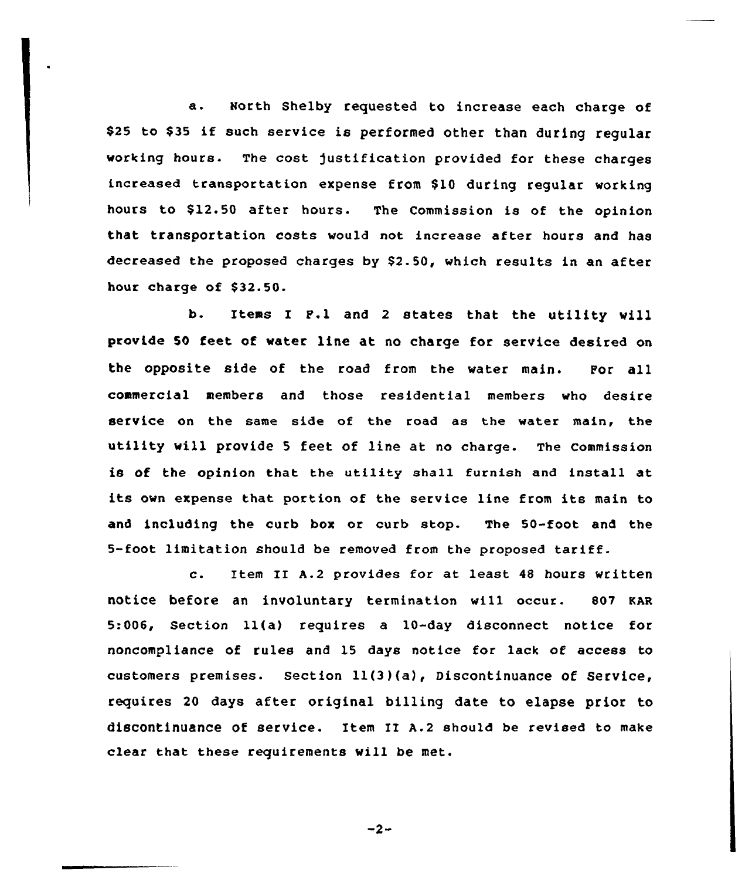a. North Shelby requested to increase each charge of $25 to $35 if such service is performed other than during regular working hours. The cost justification provided for these charges increased transportation expense from $10 during regular working hours to $12.50 after hours. The Commission is of the opinion that transportation costs would not increase after hours and has decreased the proposed charges by $2.50, which results in an after hour charge of $32.50.

b. Items I F.1 and 2 states that the utility will provide 50 feet of water line at no charge for service desired on the opposite side of the road from the water main. For all commercial members and those residential members who desire service on the same side of the road as the water main, the utility will provide 5 feet of line at no charge. The Commission is of the opinion that the utility shall furnish and install at its own expense that portion of the service line from its main to and including the curb box or curb stop. The 50-foot and the 5-foot limitation should be removed from the proposed tariff.

c. Item II A.2 provides for at least 48 hours written notice before an involuntary termination will occur. 807 KAR 5:006, Section 11(a) requires a 10-day disconnect notice for noncompliance of rules and 15 days notice for lack of access to customers premises. Section 11(3)(a), Discontinuance of Service, requires 20 days after original billing date to elapse prior to discontinuance of service. Item II A.2 should be revised to make clear that these requirements will be met.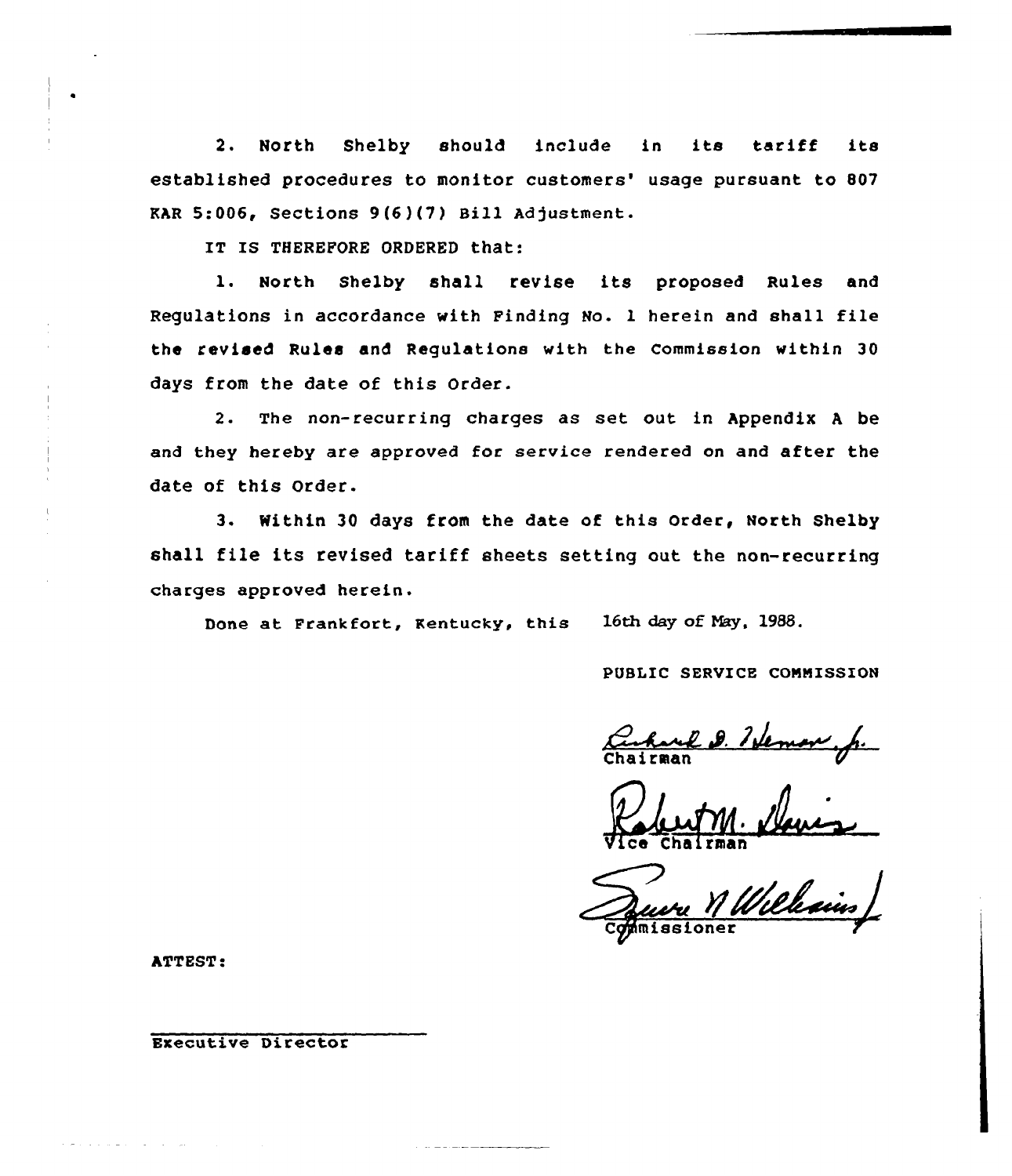2. North Shelby should include in its tariff its established procedures to monitor customers' usage pursuant to 807 KAR 5:006, Sections 9(6)(7) Bill Adjustment.

IT IS THEREFORE ORDERED that:

1. North Shelby shall revise its proposed Rules and Regulations in accordance with Finding No. 1 herein and shall file the revised Rules and Regulations with the Commission within 30 days from the date of this Order.

2. The non-recurring charges as set out in Appendix A be and they hereby are approved for service rendered on and after the date of this Order.

3. Within 30 days from the date of this Order, North Shelby shall file its revised tariff sheets setting out the non-recurring charges approved herein.

Done at Frankfort, Kentucky, this 16th day of May, 1988.

PUBLIC SERVICE COMMISSION

Chairman

Vice Chairman

Commissioner

ATTEST:

Executive Director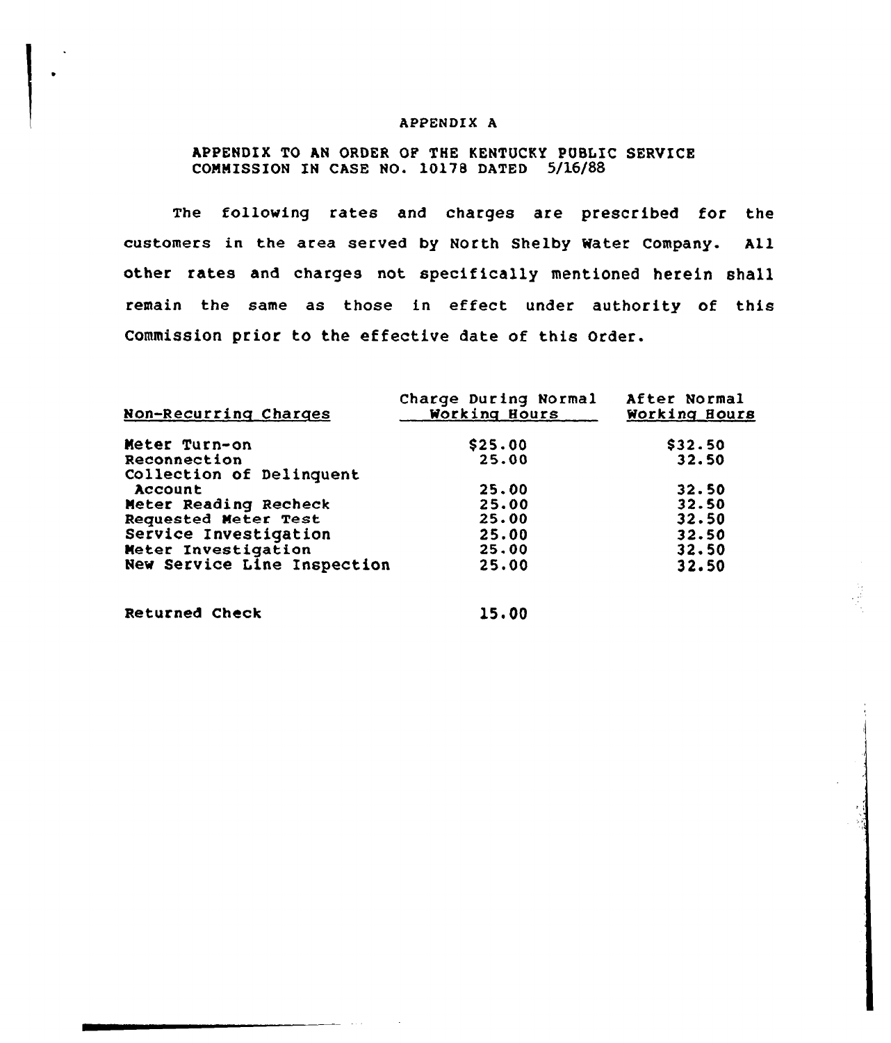APPENDIX A

APPENDIX TO AN ORDER OF THE KENTUCKY PUBLIC SERVICE COMMISSION IN CASE NO. 10178 DATED 5/16/88

The following rates and charges are prescribed for the customers in the area served by North Shelby Water Company. All other rates and charges not specifically mentioned herein shall remain the same as those in effect under authority of this Commission prior to the effective date of this Order.

| Non-Recurring Charges | Charge During Normal Working Hours | After Normal Working Hours |
|---|---|---|
| Meter Turn-on | $25.00 | $32.50 |
| Reconnection | 25.00 | 32.50 |
| Collection of Delinquent Account | 25.00 | 32.50 |
| Meter Reading Recheck | 25.00 | 32.50 |
| Requested Meter Test | 25.00 | 32.50 |
| Service Investigation | 25.00 | 32.50 |
| Meter Investigation | 25.00 | 32.50 |
| New Service Line Inspection | 25.00 | 32.50 |
| Returned Check | 15.00 | |